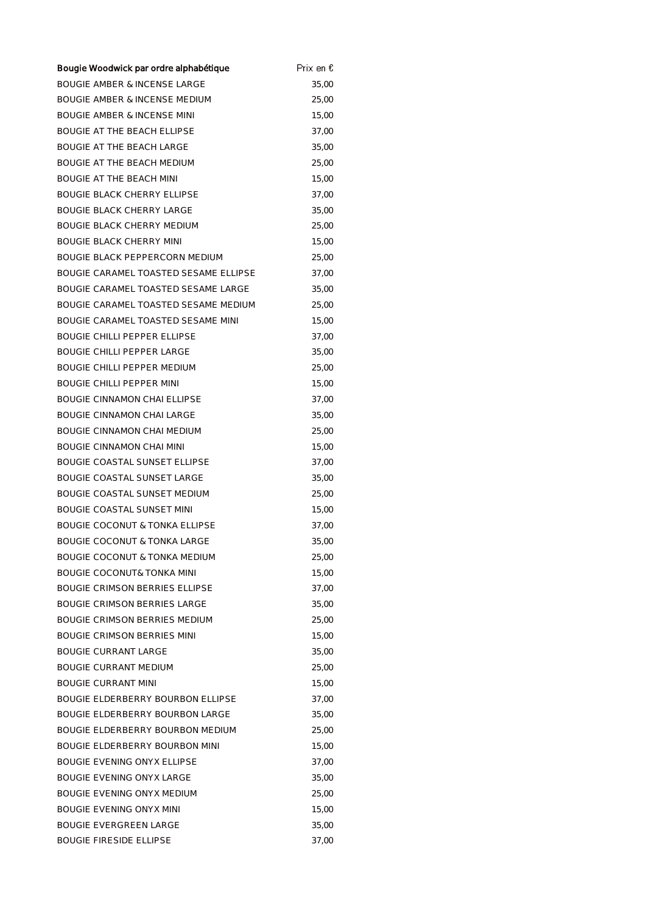| Bougie Woodwick par ordre alphabétique | Prix en € |
|---|---|
| BOUGIE AMBER & INCENSE LARGE | 35,00 |
| BOUGIE AMBER & INCENSE MEDIUM | 25,00 |
| BOUGIE AMBER & INCENSE MINI | 15,00 |
| BOUGIE AT THE BEACH ELLIPSE | 37,00 |
| BOUGIE AT THE BEACH LARGE | 35,00 |
| BOUGIE AT THE BEACH MEDIUM | 25,00 |
| BOUGIE AT THE BEACH MINI | 15,00 |
| BOUGIE BLACK CHERRY ELLIPSE | 37,00 |
| BOUGIE BLACK CHERRY LARGE | 35,00 |
| BOUGIE BLACK CHERRY MEDIUM | 25,00 |
| BOUGIE BLACK CHERRY MINI | 15,00 |
| BOUGIE BLACK PEPPERCORN MEDIUM | 25,00 |
| BOUGIE CARAMEL TOASTED SESAME ELLIPSE | 37,00 |
| BOUGIE CARAMEL TOASTED SESAME LARGE | 35,00 |
| BOUGIE CARAMEL TOASTED SESAME MEDIUM | 25,00 |
| BOUGIE CARAMEL TOASTED SESAME MINI | 15,00 |
| BOUGIE CHILLI PEPPER ELLIPSE | 37,00 |
| BOUGIE CHILLI PEPPER LARGE | 35,00 |
| BOUGIE CHILLI PEPPER MEDIUM | 25,00 |
| BOUGIE CHILLI PEPPER MINI | 15,00 |
| BOUGIE CINNAMON CHAI ELLIPSE | 37,00 |
| BOUGIE CINNAMON CHAI LARGE | 35,00 |
| BOUGIE CINNAMON CHAI MEDIUM | 25,00 |
| BOUGIE CINNAMON CHAI MINI | 15,00 |
| BOUGIE COASTAL SUNSET ELLIPSE | 37,00 |
| BOUGIE COASTAL SUNSET LARGE | 35,00 |
| BOUGIE COASTAL SUNSET MEDIUM | 25,00 |
| BOUGIE COASTAL SUNSET MINI | 15,00 |
| BOUGIE COCONUT & TONKA ELLIPSE | 37,00 |
| BOUGIE COCONUT & TONKA LARGE | 35,00 |
| BOUGIE COCONUT & TONKA MEDIUM | 25,00 |
| BOUGIE COCONUT& TONKA MINI | 15,00 |
| BOUGIE CRIMSON BERRIES ELLIPSE | 37,00 |
| BOUGIE CRIMSON BERRIES LARGE | 35,00 |
| BOUGIE CRIMSON BERRIES MEDIUM | 25,00 |
| BOUGIE CRIMSON BERRIES MINI | 15,00 |
| BOUGIE CURRANT LARGE | 35,00 |
| BOUGIE CURRANT MEDIUM | 25,00 |
| BOUGIE CURRANT MINI | 15,00 |
| BOUGIE ELDERBERRY BOURBON ELLIPSE | 37,00 |
| BOUGIE ELDERBERRY BOURBON LARGE | 35,00 |
| BOUGIE ELDERBERRY BOURBON MEDIUM | 25,00 |
| BOUGIE ELDERBERRY BOURBON MINI | 15,00 |
| BOUGIE EVENING ONYX ELLIPSE | 37,00 |
| BOUGIE EVENING ONYX LARGE | 35,00 |
| BOUGIE EVENING ONYX MEDIUM | 25,00 |
| BOUGIE EVENING ONYX MINI | 15,00 |
| BOUGIE EVERGREEN LARGE | 35,00 |
| BOUGIE FIRESIDE ELLIPSE | 37,00 |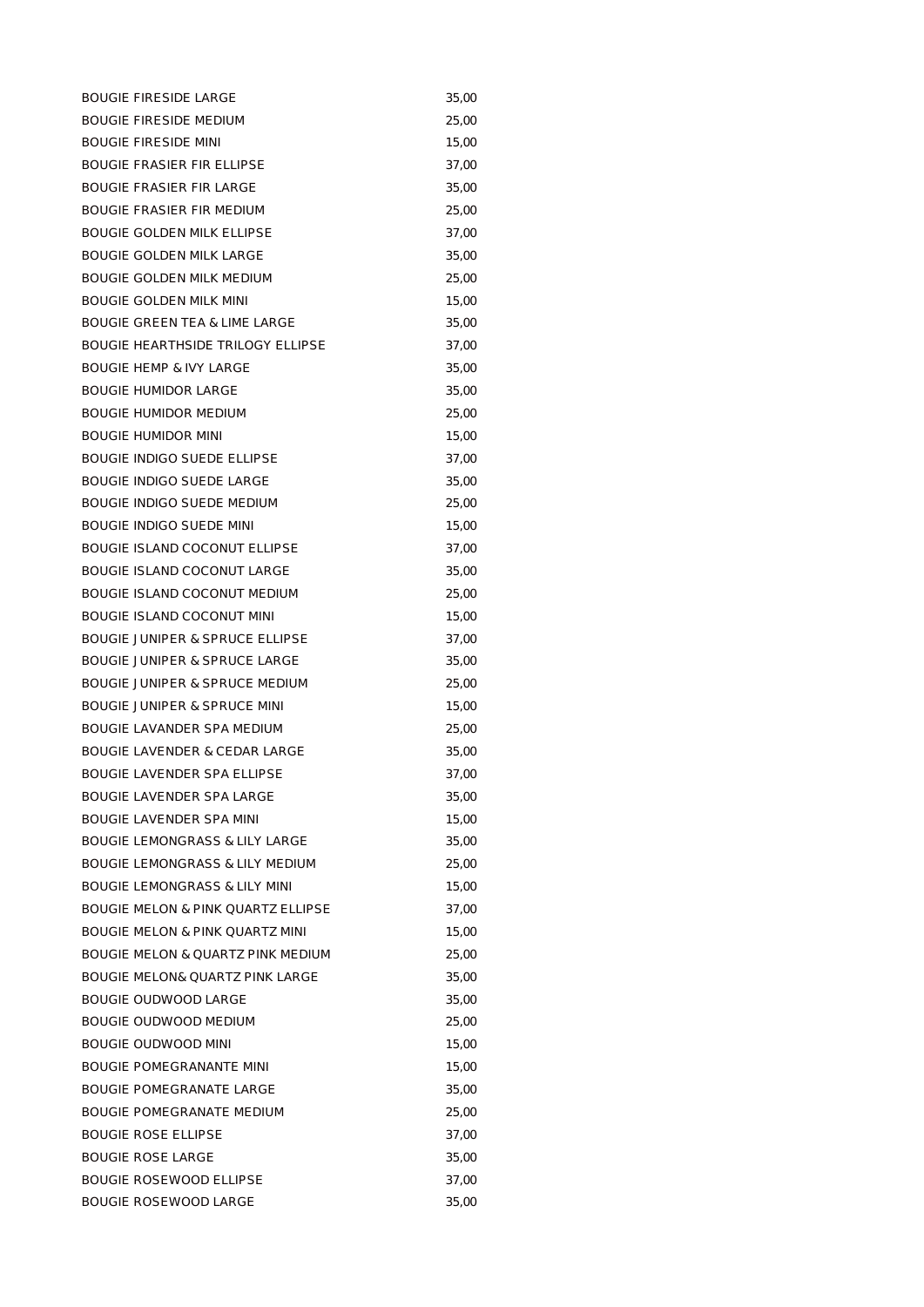| | |
|---|---|
| BOUGIE FIRESIDE LARGE | 35,00 |
| BOUGIE FIRESIDE MEDIUM | 25,00 |
| BOUGIE FIRESIDE MINI | 15,00 |
| BOUGIE FRASIER FIR ELLIPSE | 37,00 |
| BOUGIE FRASIER FIR LARGE | 35,00 |
| BOUGIE FRASIER FIR MEDIUM | 25,00 |
| BOUGIE GOLDEN MILK ELLIPSE | 37,00 |
| BOUGIE GOLDEN MILK LARGE | 35,00 |
| BOUGIE GOLDEN MILK MEDIUM | 25,00 |
| BOUGIE GOLDEN MILK MINI | 15,00 |
| BOUGIE GREEN TEA & LIME LARGE | 35,00 |
| BOUGIE HEARTHSIDE TRILOGY ELLIPSE | 37,00 |
| BOUGIE HEMP & IVY LARGE | 35,00 |
| BOUGIE HUMIDOR LARGE | 35,00 |
| BOUGIE HUMIDOR MEDIUM | 25,00 |
| BOUGIE HUMIDOR MINI | 15,00 |
| BOUGIE INDIGO SUEDE ELLIPSE | 37,00 |
| BOUGIE INDIGO SUEDE LARGE | 35,00 |
| BOUGIE INDIGO SUEDE MEDIUM | 25,00 |
| BOUGIE INDIGO SUEDE MINI | 15,00 |
| BOUGIE ISLAND COCONUT ELLIPSE | 37,00 |
| BOUGIE ISLAND COCONUT LARGE | 35,00 |
| BOUGIE ISLAND COCONUT MEDIUM | 25,00 |
| BOUGIE ISLAND COCONUT MINI | 15,00 |
| BOUGIE JUNIPER & SPRUCE ELLIPSE | 37,00 |
| BOUGIE JUNIPER & SPRUCE LARGE | 35,00 |
| BOUGIE JUNIPER & SPRUCE MEDIUM | 25,00 |
| BOUGIE JUNIPER & SPRUCE MINI | 15,00 |
| BOUGIE LAVANDER SPA MEDIUM | 25,00 |
| BOUGIE LAVENDER & CEDAR LARGE | 35,00 |
| BOUGIE LAVENDER SPA ELLIPSE | 37,00 |
| BOUGIE LAVENDER SPA LARGE | 35,00 |
| BOUGIE LAVENDER SPA MINI | 15,00 |
| BOUGIE LEMONGRASS & LILY LARGE | 35,00 |
| BOUGIE LEMONGRASS & LILY MEDIUM | 25,00 |
| BOUGIE LEMONGRASS & LILY MINI | 15,00 |
| BOUGIE MELON & PINK QUARTZ ELLIPSE | 37,00 |
| BOUGIE MELON & PINK QUARTZ MINI | 15,00 |
| BOUGIE MELON & QUARTZ PINK MEDIUM | 25,00 |
| BOUGIE MELON& QUARTZ PINK LARGE | 35,00 |
| BOUGIE OUDWOOD LARGE | 35,00 |
| BOUGIE OUDWOOD MEDIUM | 25,00 |
| BOUGIE OUDWOOD MINI | 15,00 |
| BOUGIE POMEGRANANTE MINI | 15,00 |
| BOUGIE POMEGRANATE LARGE | 35,00 |
| BOUGIE POMEGRANATE MEDIUM | 25,00 |
| BOUGIE ROSE ELLIPSE | 37,00 |
| BOUGIE ROSE LARGE | 35,00 |
| BOUGIE ROSEWOOD ELLIPSE | 37,00 |
| BOUGIE ROSEWOOD LARGE | 35,00 |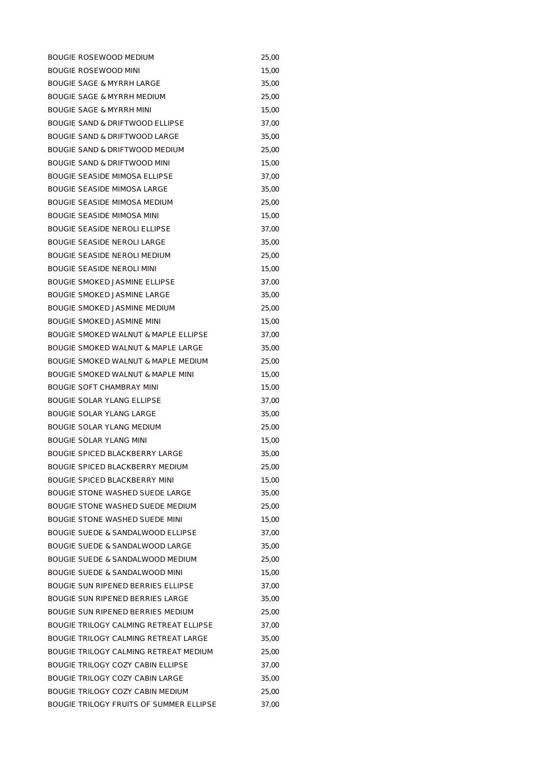| | |
|---|---|
| BOUGIE ROSEWOOD MEDIUM | 25,00 |
| BOUGIE ROSEWOOD MINI | 15,00 |
| BOUGIE SAGE & MYRRH LARGE | 35,00 |
| BOUGIE SAGE & MYRRH MEDIUM | 25,00 |
| BOUGIE SAGE & MYRRH MINI | 15,00 |
| BOUGIE SAND & DRIFTWOOD ELLIPSE | 37,00 |
| BOUGIE SAND & DRIFTWOOD LARGE | 35,00 |
| BOUGIE SAND & DRIFTWOOD MEDIUM | 25,00 |
| BOUGIE SAND & DRIFTWOOD MINI | 15,00 |
| BOUGIE SEASIDE MIMOSA ELLIPSE | 37,00 |
| BOUGIE SEASIDE MIMOSA LARGE | 35,00 |
| BOUGIE SEASIDE MIMOSA MEDIUM | 25,00 |
| BOUGIE SEASIDE MIMOSA MINI | 15,00 |
| BOUGIE SEASIDE NEROLI ELLIPSE | 37,00 |
| BOUGIE SEASIDE NEROLI LARGE | 35,00 |
| BOUGIE SEASIDE NEROLI MEDIUM | 25,00 |
| BOUGIE SEASIDE NEROLI MINI | 15,00 |
| BOUGIE SMOKED JASMINE ELLIPSE | 37,00 |
| BOUGIE SMOKED JASMINE LARGE | 35,00 |
| BOUGIE SMOKED JASMINE MEDIUM | 25,00 |
| BOUGIE SMOKED JASMINE MINI | 15,00 |
| BOUGIE SMOKED WALNUT & MAPLE ELLIPSE | 37,00 |
| BOUGIE SMOKED WALNUT & MAPLE LARGE | 35,00 |
| BOUGIE SMOKED WALNUT & MAPLE MEDIUM | 25,00 |
| BOUGIE SMOKED WALNUT & MAPLE MINI | 15,00 |
| BOUGIE SOFT CHAMBRAY MINI | 15,00 |
| BOUGIE SOLAR YLANG ELLIPSE | 37,00 |
| BOUGIE SOLAR YLANG LARGE | 35,00 |
| BOUGIE SOLAR YLANG MEDIUM | 25,00 |
| BOUGIE SOLAR YLANG MINI | 15,00 |
| BOUGIE SPICED BLACKBERRY LARGE | 35,00 |
| BOUGIE SPICED BLACKBERRY MEDIUM | 25,00 |
| BOUGIE SPICED BLACKBERRY MINI | 15,00 |
| BOUGIE STONE WASHED SUEDE LARGE | 35,00 |
| BOUGIE STONE WASHED SUEDE MEDIUM | 25,00 |
| BOUGIE STONE WASHED SUEDE MINI | 15,00 |
| BOUGIE SUEDE & SANDALWOOD ELLIPSE | 37,00 |
| BOUGIE SUEDE & SANDALWOOD LARGE | 35,00 |
| BOUGIE SUEDE & SANDALWOOD MEDIUM | 25,00 |
| BOUGIE SUEDE & SANDALWOOD MINI | 15,00 |
| BOUGIE SUN RIPENED BERRIES ELLIPSE | 37,00 |
| BOUGIE SUN RIPENED BERRIES LARGE | 35,00 |
| BOUGIE SUN RIPENED BERRIES MEDIUM | 25,00 |
| BOUGIE TRILOGY CALMING RETREAT ELLIPSE | 37,00 |
| BOUGIE TRILOGY CALMING RETREAT LARGE | 35,00 |
| BOUGIE TRILOGY CALMING RETREAT MEDIUM | 25,00 |
| BOUGIE TRILOGY COZY CABIN ELLIPSE | 37,00 |
| BOUGIE TRILOGY COZY CABIN LARGE | 35,00 |
| BOUGIE TRILOGY COZY CABIN MEDIUM | 25,00 |
| BOUGIE TRILOGY FRUITS OF SUMMER ELLIPSE | 37,00 |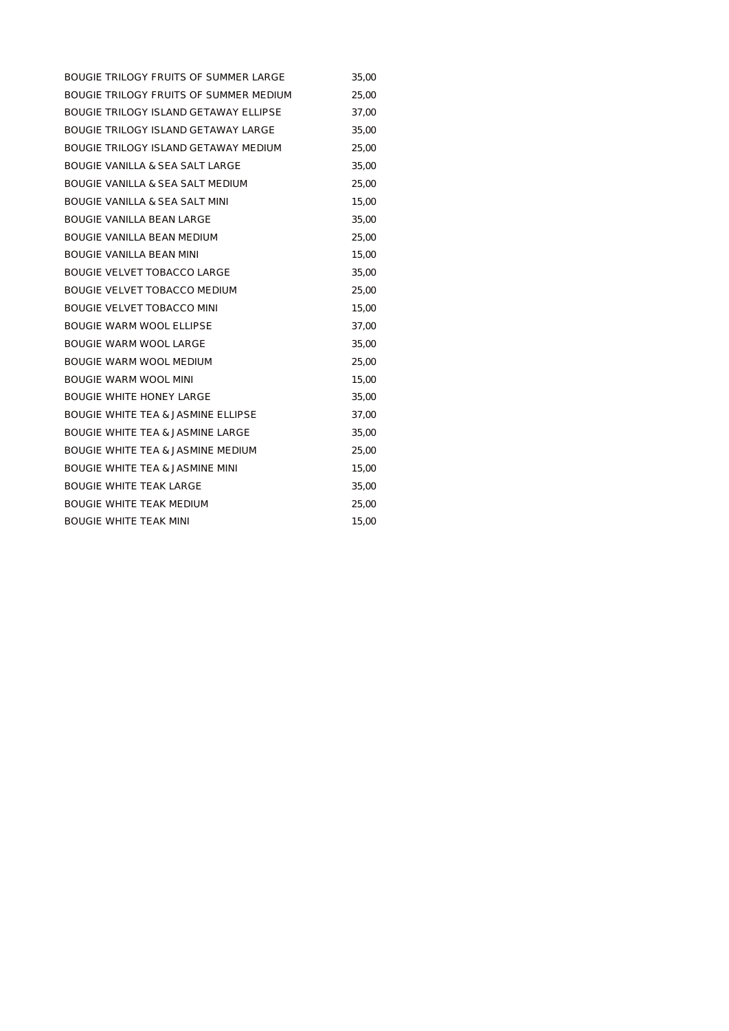| | |
|---|---|
| BOUGIE TRILOGY FRUITS OF SUMMER LARGE | 35,00 |
| BOUGIE TRILOGY FRUITS OF SUMMER MEDIUM | 25,00 |
| BOUGIE TRILOGY ISLAND GETAWAY ELLIPSE | 37,00 |
| BOUGIE TRILOGY ISLAND GETAWAY LARGE | 35,00 |
| BOUGIE TRILOGY ISLAND GETAWAY MEDIUM | 25,00 |
| BOUGIE VANILLA & SEA SALT LARGE | 35,00 |
| BOUGIE VANILLA & SEA SALT MEDIUM | 25,00 |
| BOUGIE VANILLA & SEA SALT MINI | 15,00 |
| BOUGIE VANILLA BEAN LARGE | 35,00 |
| BOUGIE VANILLA BEAN MEDIUM | 25,00 |
| BOUGIE VANILLA BEAN MINI | 15,00 |
| BOUGIE VELVET TOBACCO LARGE | 35,00 |
| BOUGIE VELVET TOBACCO MEDIUM | 25,00 |
| BOUGIE VELVET TOBACCO MINI | 15,00 |
| BOUGIE WARM WOOL ELLIPSE | 37,00 |
| BOUGIE WARM WOOL LARGE | 35,00 |
| BOUGIE WARM WOOL MEDIUM | 25,00 |
| BOUGIE WARM WOOL MINI | 15,00 |
| BOUGIE WHITE HONEY LARGE | 35,00 |
| BOUGIE WHITE TEA & JASMINE ELLIPSE | 37,00 |
| BOUGIE WHITE TEA & JASMINE LARGE | 35,00 |
| BOUGIE WHITE TEA & JASMINE MEDIUM | 25,00 |
| BOUGIE WHITE TEA & JASMINE MINI | 15,00 |
| BOUGIE WHITE TEAK LARGE | 35,00 |
| BOUGIE WHITE TEAK MEDIUM | 25,00 |
| BOUGIE WHITE TEAK MINI | 15,00 |